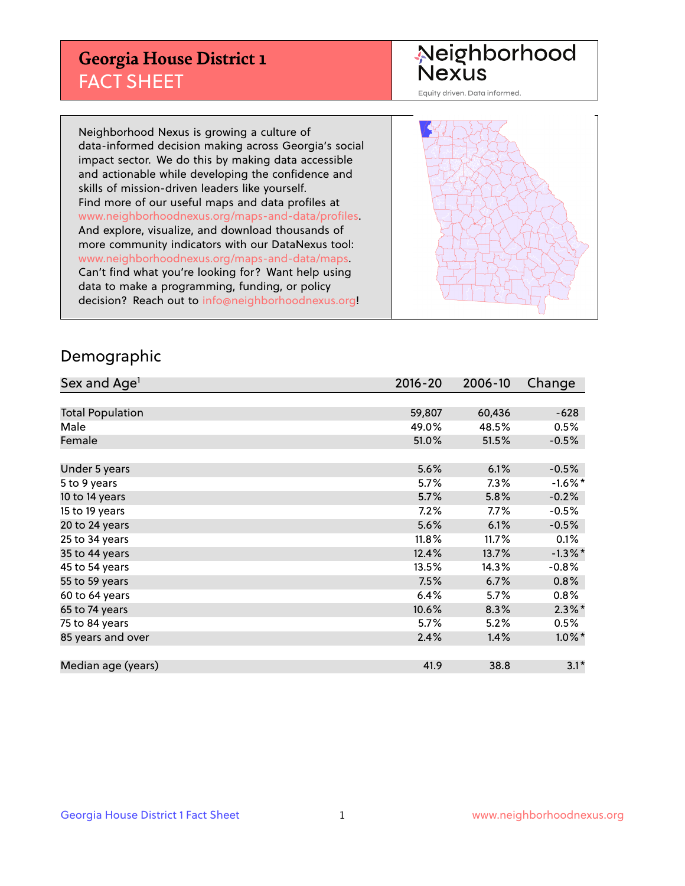# Georgia House District 1
## FACT SHEET

Neighborhood Nexus

Equity driven. Data informed.

Neighborhood Nexus is growing a culture of data-informed decision making across Georgia's social impact sector. We do this by making data accessible and actionable while developing the confidence and skills of mission-driven leaders like yourself. Find more of our useful maps and data profiles at www.neighborhoodnexus.org/maps-and-data/profiles. And explore, visualize, and download thousands of more community indicators with our DataNexus tool: www.neighborhoodnexus.org/maps-and-data/maps. Can't find what you're looking for? Want help using data to make a programming, funding, or policy decision? Reach out to info@neighborhoodnexus.org!

## Demographic

| Sex and Age[1] | 2016-20 | 2006-10 | Change |
|---|---|---|---|
| Total Population | 59,807 | 60,436 | -628 |
| Male | 49.0% | 48.5% | 0.5% |
| Female | 51.0% | 51.5% | -0.5% |
| Under 5 years | 5.6% | 6.1% | -0.5% |
| 5 to 9 years | 5.7% | 7.3% | -1.6%* |
| 10 to 14 years | 5.7% | 5.8% | -0.2% |
| 15 to 19 years | 7.2% | 7.7% | -0.5% |
| 20 to 24 years | 5.6% | 6.1% | -0.5% |
| 25 to 34 years | 11.8% | 11.7% | 0.1% |
| 35 to 44 years | 12.4% | 13.7% | -1.3%* |
| 45 to 54 years | 13.5% | 14.3% | -0.8% |
| 55 to 59 years | 7.5% | 6.7% | 0.8% |
| 60 to 64 years | 6.4% | 5.7% | 0.8% |
| 65 to 74 years | 10.6% | 8.3% | 2.3%* |
| 75 to 84 years | 5.7% | 5.2% | 0.5% |
| 85 years and over | 2.4% | 1.4% | 1.0%* |
| Median age (years) | 41.9 | 38.8 | 3.1* |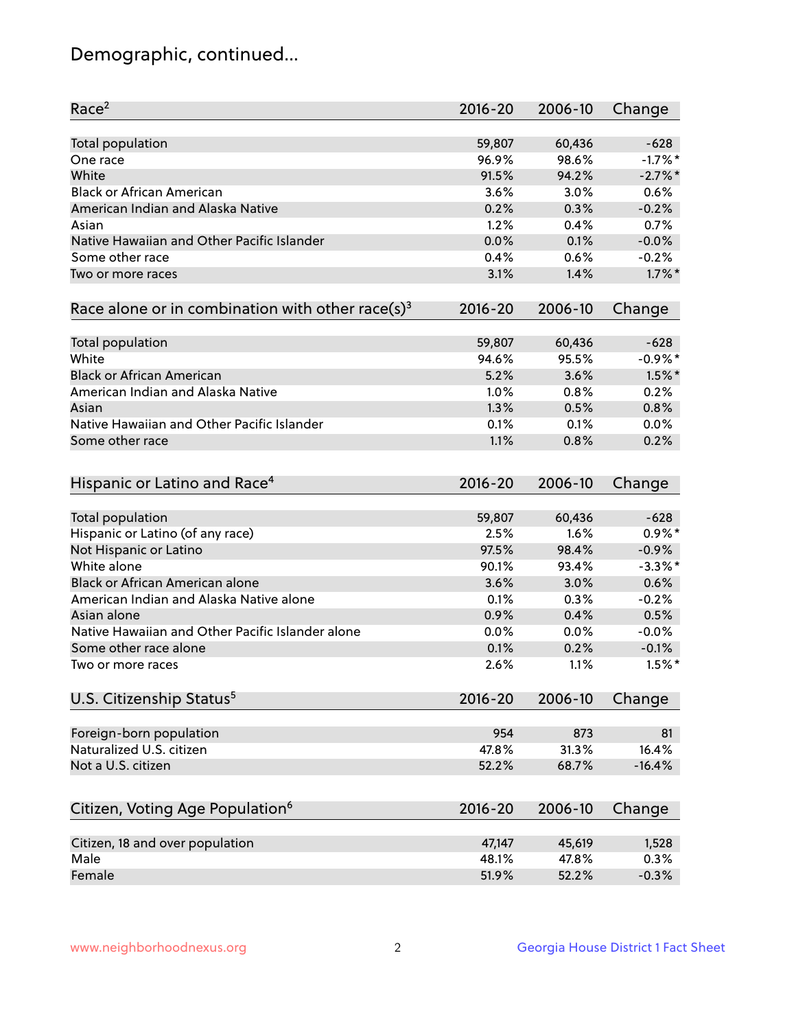# Demographic, continued...

| Race[2] | 2016-20 | 2006-10 | Change |
|---|---|---|---|
| Total population | 59,807 | 60,436 | -628 |
| One race | 96.9% | 98.6% | -1.7%* |
| White | 91.5% | 94.2% | -2.7%* |
| Black or African American | 3.6% | 3.0% | 0.6% |
| American Indian and Alaska Native | 0.2% | 0.3% | -0.2% |
| Asian | 1.2% | 0.4% | 0.7% |
| Native Hawaiian and Other Pacific Islander | 0.0% | 0.1% | -0.0% |
| Some other race | 0.4% | 0.6% | -0.2% |
| Two or more races | 3.1% | 1.4% | 1.7%* |

| Race alone or in combination with other race(s)[3] | 2016-20 | 2006-10 | Change |
|---|---|---|---|
| Total population | 59,807 | 60,436 | -628 |
| White | 94.6% | 95.5% | -0.9%* |
| Black or African American | 5.2% | 3.6% | 1.5%* |
| American Indian and Alaska Native | 1.0% | 0.8% | 0.2% |
| Asian | 1.3% | 0.5% | 0.8% |
| Native Hawaiian and Other Pacific Islander | 0.1% | 0.1% | 0.0% |
| Some other race | 1.1% | 0.8% | 0.2% |

| Hispanic or Latino and Race[4] | 2016-20 | 2006-10 | Change |
|---|---|---|---|
| Total population | 59,807 | 60,436 | -628 |
| Hispanic or Latino (of any race) | 2.5% | 1.6% | 0.9%* |
| Not Hispanic or Latino | 97.5% | 98.4% | -0.9% |
| White alone | 90.1% | 93.4% | -3.3%* |
| Black or African American alone | 3.6% | 3.0% | 0.6% |
| American Indian and Alaska Native alone | 0.1% | 0.3% | -0.2% |
| Asian alone | 0.9% | 0.4% | 0.5% |
| Native Hawaiian and Other Pacific Islander alone | 0.0% | 0.0% | -0.0% |
| Some other race alone | 0.1% | 0.2% | -0.1% |
| Two or more races | 2.6% | 1.1% | 1.5%* |

| U.S. Citizenship Status[5] | 2016-20 | 2006-10 | Change |
|---|---|---|---|
| Foreign-born population | 954 | 873 | 81 |
| Naturalized U.S. citizen | 47.8% | 31.3% | 16.4% |
| Not a U.S. citizen | 52.2% | 68.7% | -16.4% |

| Citizen, Voting Age Population[6] | 2016-20 | 2006-10 | Change |
|---|---|---|---|
| Citizen, 18 and over population | 47,147 | 45,619 | 1,528 |
| Male | 48.1% | 47.8% | 0.3% |
| Female | 51.9% | 52.2% | -0.3% |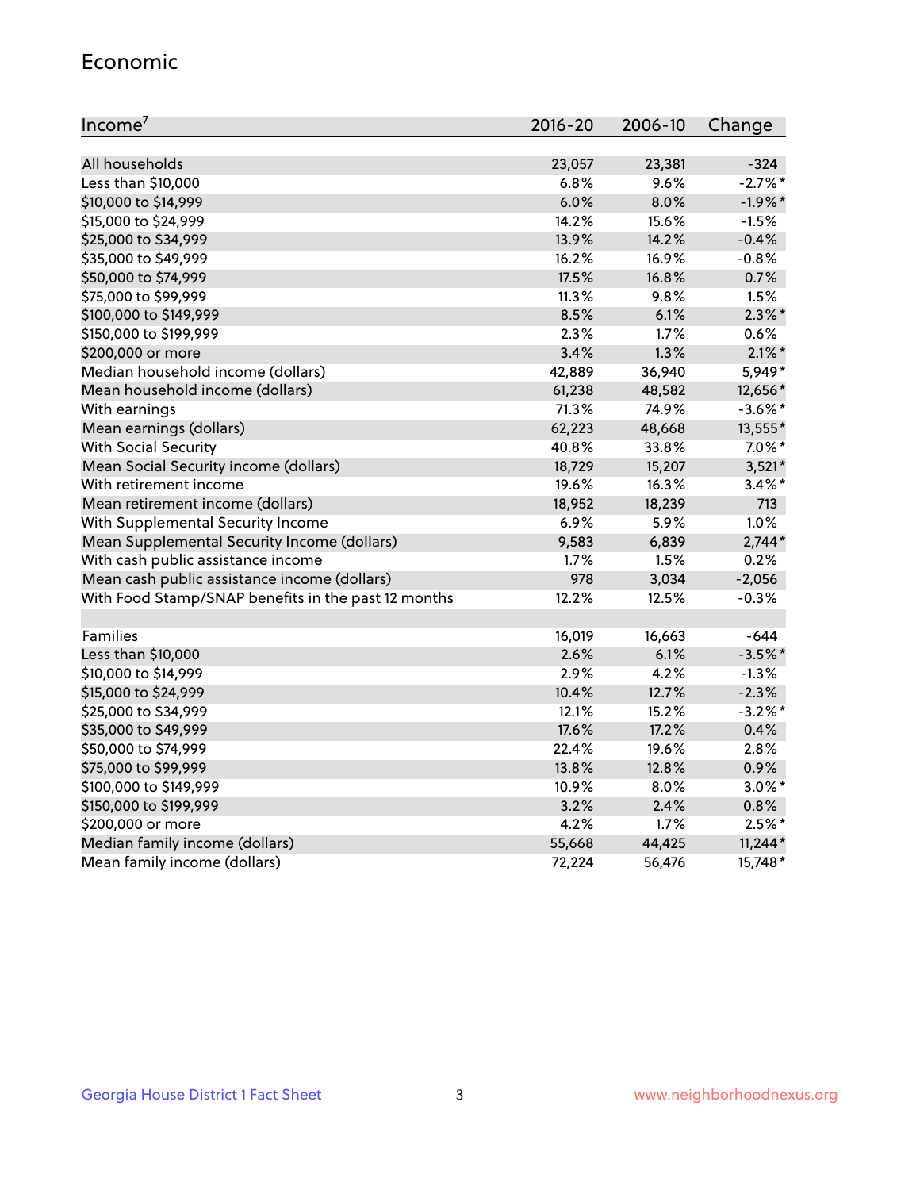## Economic

| Income[7] | 2016-20 | 2006-10 | Change |
|---|---|---|---|
| All households | 23,057 | 23,381 | -324 |
| Less than $10,000 | 6.8% | 9.6% | -2.7%* |
| $10,000 to $14,999 | 6.0% | 8.0% | -1.9%* |
| $15,000 to $24,999 | 14.2% | 15.6% | -1.5% |
| $25,000 to $34,999 | 13.9% | 14.2% | -0.4% |
| $35,000 to $49,999 | 16.2% | 16.9% | -0.8% |
| $50,000 to $74,999 | 17.5% | 16.8% | 0.7% |
| $75,000 to $99,999 | 11.3% | 9.8% | 1.5% |
| $100,000 to $149,999 | 8.5% | 6.1% | 2.3%* |
| $150,000 to $199,999 | 2.3% | 1.7% | 0.6% |
| $200,000 or more | 3.4% | 1.3% | 2.1%* |
| Median household income (dollars) | 42,889 | 36,940 | 5,949* |
| Mean household income (dollars) | 61,238 | 48,582 | 12,656* |
| With earnings | 71.3% | 74.9% | -3.6%* |
| Mean earnings (dollars) | 62,223 | 48,668 | 13,555* |
| With Social Security | 40.8% | 33.8% | 7.0%* |
| Mean Social Security income (dollars) | 18,729 | 15,207 | 3,521* |
| With retirement income | 19.6% | 16.3% | 3.4%* |
| Mean retirement income (dollars) | 18,952 | 18,239 | 713 |
| With Supplemental Security Income | 6.9% | 5.9% | 1.0% |
| Mean Supplemental Security Income (dollars) | 9,583 | 6,839 | 2,744* |
| With cash public assistance income | 1.7% | 1.5% | 0.2% |
| Mean cash public assistance income (dollars) | 978 | 3,034 | -2,056 |
| With Food Stamp/SNAP benefits in the past 12 months | 12.2% | 12.5% | -0.3% |
| | | | |
| Families | 16,019 | 16,663 | -644 |
| Less than $10,000 | 2.6% | 6.1% | -3.5%* |
| $10,000 to $14,999 | 2.9% | 4.2% | -1.3% |
| $15,000 to $24,999 | 10.4% | 12.7% | -2.3% |
| $25,000 to $34,999 | 12.1% | 15.2% | -3.2%* |
| $35,000 to $49,999 | 17.6% | 17.2% | 0.4% |
| $50,000 to $74,999 | 22.4% | 19.6% | 2.8% |
| $75,000 to $99,999 | 13.8% | 12.8% | 0.9% |
| $100,000 to $149,999 | 10.9% | 8.0% | 3.0%* |
| $150,000 to $199,999 | 3.2% | 2.4% | 0.8% |
| $200,000 or more | 4.2% | 1.7% | 2.5%* |
| Median family income (dollars) | 55,668 | 44,425 | 11,244* |
| Mean family income (dollars) | 72,224 | 56,476 | 15,748* |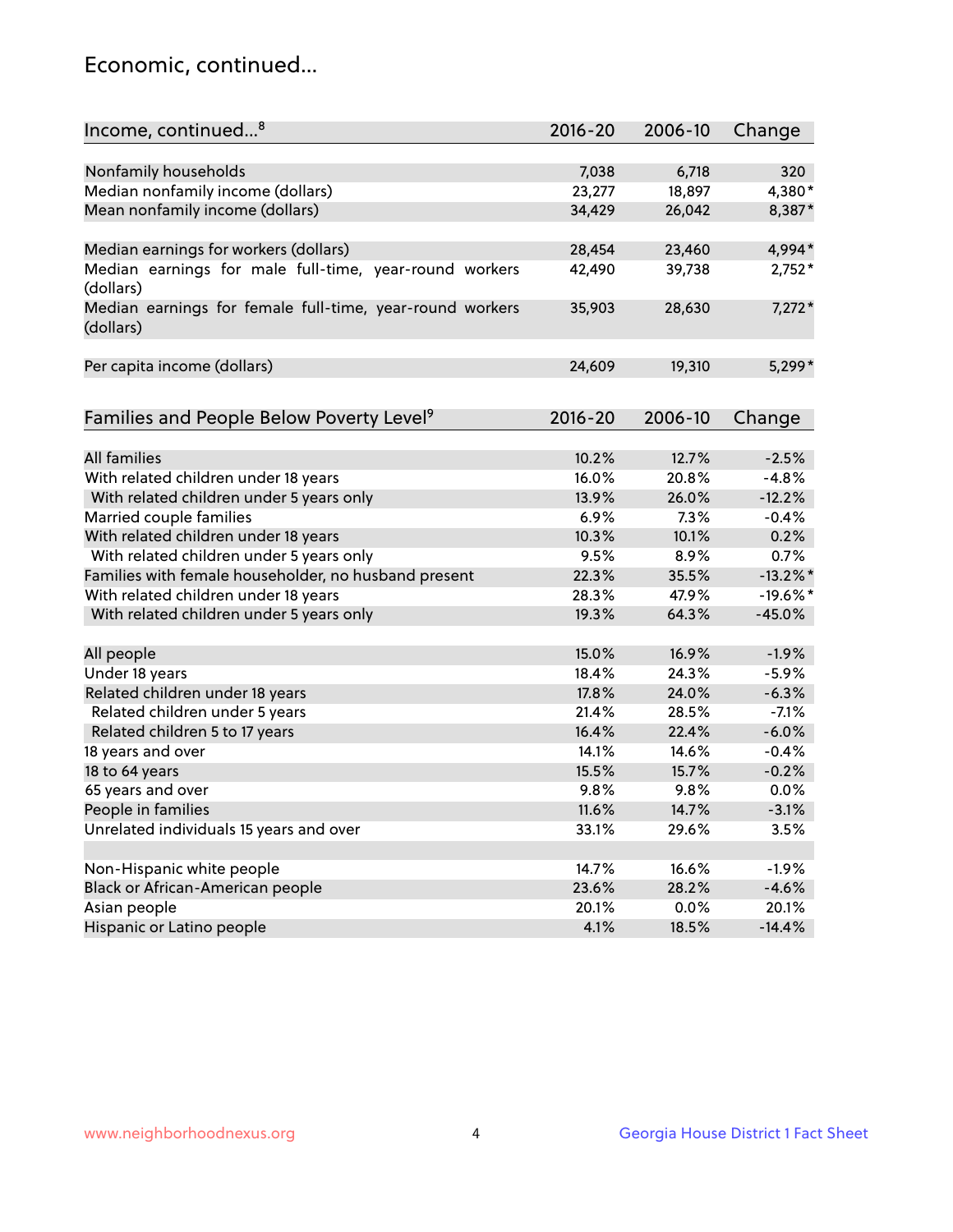## Economic, continued...

| Income, continued...[8] | 2016-20 | 2006-10 | Change |
|---|---|---|---|
| Nonfamily households | 7,038 | 6,718 | 320 |
| Median nonfamily income (dollars) | 23,277 | 18,897 | 4,380* |
| Mean nonfamily income (dollars) | 34,429 | 26,042 | 8,387* |
| Median earnings for workers (dollars) | 28,454 | 23,460 | 4,994* |
| Median earnings for male full-time, year-round workers (dollars) | 42,490 | 39,738 | 2,752* |
| Median earnings for female full-time, year-round workers (dollars) | 35,903 | 28,630 | 7,272* |
| Per capita income (dollars) | 24,609 | 19,310 | 5,299* |

| Families and People Below Poverty Level[9] | 2016-20 | 2006-10 | Change |
|---|---|---|---|
| All families | 10.2% | 12.7% | -2.5% |
| With related children under 18 years | 16.0% | 20.8% | -4.8% |
| With related children under 5 years only | 13.9% | 26.0% | -12.2% |
| Married couple families | 6.9% | 7.3% | -0.4% |
| With related children under 18 years | 10.3% | 10.1% | 0.2% |
| With related children under 5 years only | 9.5% | 8.9% | 0.7% |
| Families with female householder, no husband present | 22.3% | 35.5% | -13.2%* |
| With related children under 18 years | 28.3% | 47.9% | -19.6%* |
| With related children under 5 years only | 19.3% | 64.3% | -45.0% |
| All people | 15.0% | 16.9% | -1.9% |
| Under 18 years | 18.4% | 24.3% | -5.9% |
| Related children under 18 years | 17.8% | 24.0% | -6.3% |
| Related children under 5 years | 21.4% | 28.5% | -7.1% |
| Related children 5 to 17 years | 16.4% | 22.4% | -6.0% |
| 18 years and over | 14.1% | 14.6% | -0.4% |
| 18 to 64 years | 15.5% | 15.7% | -0.2% |
| 65 years and over | 9.8% | 9.8% | 0.0% |
| People in families | 11.6% | 14.7% | -3.1% |
| Unrelated individuals 15 years and over | 33.1% | 29.6% | 3.5% |
| Non-Hispanic white people | 14.7% | 16.6% | -1.9% |
| Black or African-American people | 23.6% | 28.2% | -4.6% |
| Asian people | 20.1% | 0.0% | 20.1% |
| Hispanic or Latino people | 4.1% | 18.5% | -14.4% |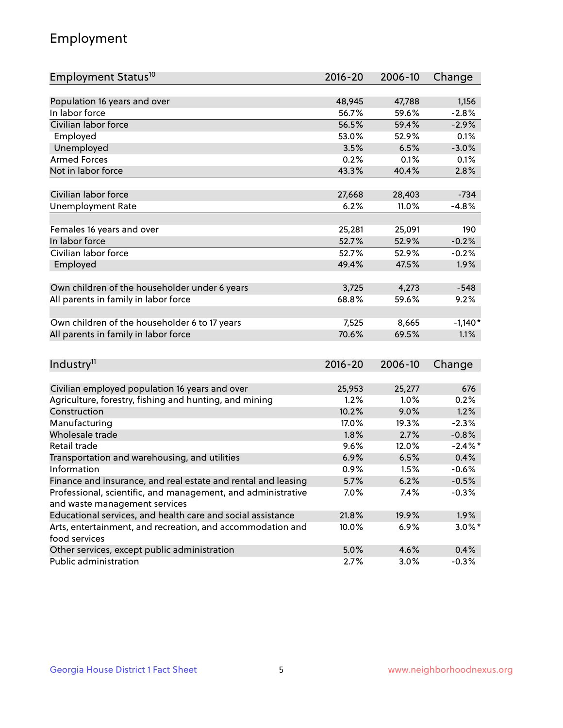# Employment

| Employment Status[10] | 2016-20 | 2006-10 | Change |
|---|---|---|---|
| Population 16 years and over | 48,945 | 47,788 | 1,156 |
| In labor force | 56.7% | 59.6% | -2.8% |
| Civilian labor force | 56.5% | 59.4% | -2.9% |
| Employed | 53.0% | 52.9% | 0.1% |
| Unemployed | 3.5% | 6.5% | -3.0% |
| Armed Forces | 0.2% | 0.1% | 0.1% |
| Not in labor force | 43.3% | 40.4% | 2.8% |
| | | | |
| Civilian labor force | 27,668 | 28,403 | -734 |
| Unemployment Rate | 6.2% | 11.0% | -4.8% |
| | | | |
| Females 16 years and over | 25,281 | 25,091 | 190 |
| In labor force | 52.7% | 52.9% | -0.2% |
| Civilian labor force | 52.7% | 52.9% | -0.2% |
| Employed | 49.4% | 47.5% | 1.9% |
| | | | |
| Own children of the householder under 6 years | 3,725 | 4,273 | -548 |
| All parents in family in labor force | 68.8% | 59.6% | 9.2% |
| | | | |
| Own children of the householder 6 to 17 years | 7,525 | 8,665 | -1,140* |
| All parents in family in labor force | 70.6% | 69.5% | 1.1% |

| Industry[11] | 2016-20 | 2006-10 | Change |
|---|---|---|---|
| Civilian employed population 16 years and over | 25,953 | 25,277 | 676 |
| Agriculture, forestry, fishing and hunting, and mining | 1.2% | 1.0% | 0.2% |
| Construction | 10.2% | 9.0% | 1.2% |
| Manufacturing | 17.0% | 19.3% | -2.3% |
| Wholesale trade | 1.8% | 2.7% | -0.8% |
| Retail trade | 9.6% | 12.0% | -2.4%* |
| Transportation and warehousing, and utilities | 6.9% | 6.5% | 0.4% |
| Information | 0.9% | 1.5% | -0.6% |
| Finance and insurance, and real estate and rental and leasing | 5.7% | 6.2% | -0.5% |
| Professional, scientific, and management, and administrative and waste management services | 7.0% | 7.4% | -0.3% |
| Educational services, and health care and social assistance | 21.8% | 19.9% | 1.9% |
| Arts, entertainment, and recreation, and accommodation and food services | 10.0% | 6.9% | 3.0%* |
| Other services, except public administration | 5.0% | 4.6% | 0.4% |
| Public administration | 2.7% | 3.0% | -0.3% |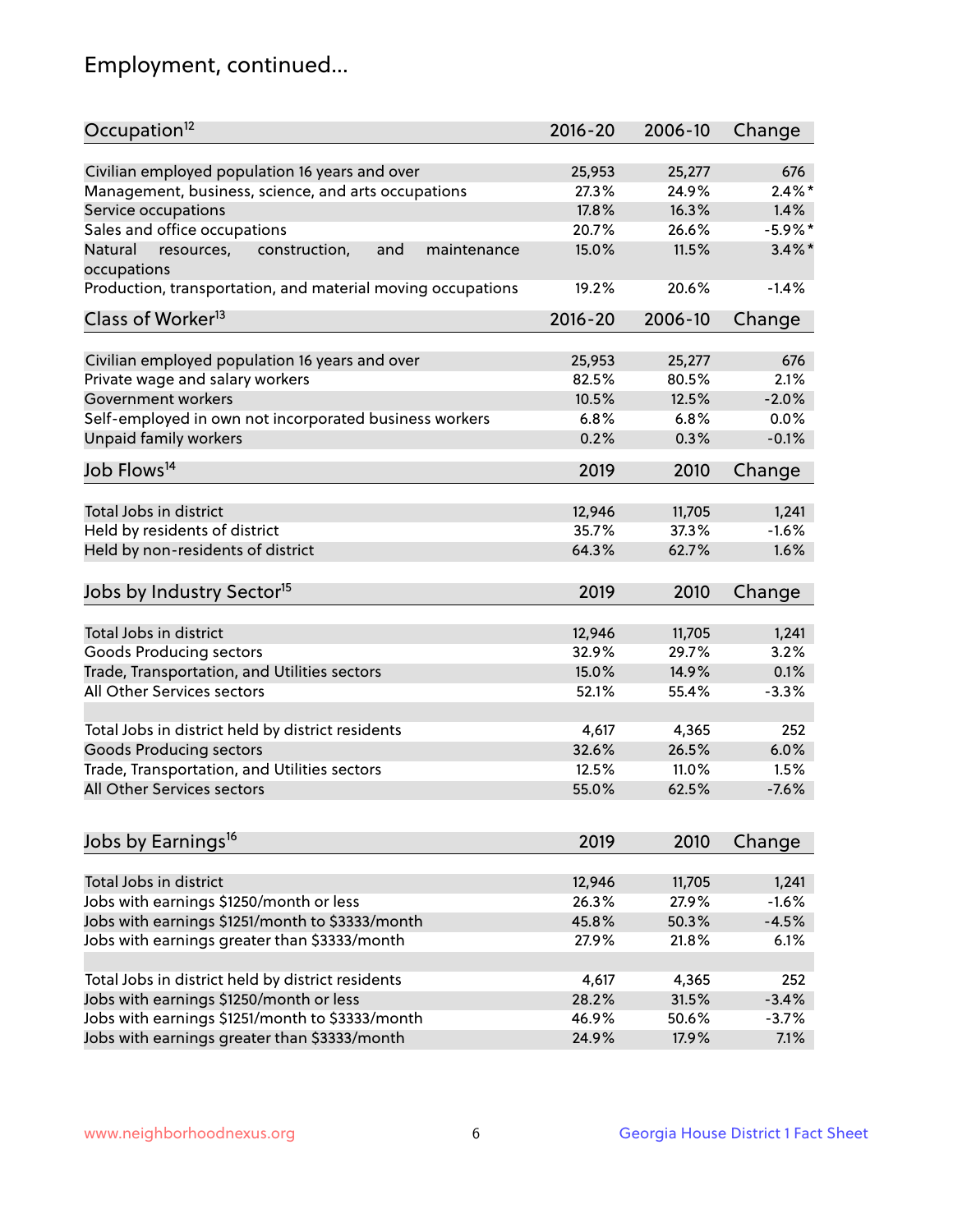## Employment, continued...

| Occupation[12] | 2016-20 | 2006-10 | Change |
|---|---|---|---|
| Civilian employed population 16 years and over | 25,953 | 25,277 | 676 |
| Management, business, science, and arts occupations | 27.3% | 24.9% | 2.4%* |
| Service occupations | 17.8% | 16.3% | 1.4% |
| Sales and office occupations | 20.7% | 26.6% | -5.9%* |
| Natural resources, construction, and maintenance occupations | 15.0% | 11.5% | 3.4%* |
| Production, transportation, and material moving occupations | 19.2% | 20.6% | -1.4% |

| Class of Worker[13] | 2016-20 | 2006-10 | Change |
|---|---|---|---|
| Civilian employed population 16 years and over | 25,953 | 25,277 | 676 |
| Private wage and salary workers | 82.5% | 80.5% | 2.1% |
| Government workers | 10.5% | 12.5% | -2.0% |
| Self-employed in own not incorporated business workers | 6.8% | 6.8% | 0.0% |
| Unpaid family workers | 0.2% | 0.3% | -0.1% |

| Job Flows[14] | 2019 | 2010 | Change |
|---|---|---|---|
| Total Jobs in district | 12,946 | 11,705 | 1,241 |
| Held by residents of district | 35.7% | 37.3% | -1.6% |
| Held by non-residents of district | 64.3% | 62.7% | 1.6% |

| Jobs by Industry Sector[15] | 2019 | 2010 | Change |
|---|---|---|---|
| Total Jobs in district | 12,946 | 11,705 | 1,241 |
| Goods Producing sectors | 32.9% | 29.7% | 3.2% |
| Trade, Transportation, and Utilities sectors | 15.0% | 14.9% | 0.1% |
| All Other Services sectors | 52.1% | 55.4% | -3.3% |
| | | | |
| Total Jobs in district held by district residents | 4,617 | 4,365 | 252 |
| Goods Producing sectors | 32.6% | 26.5% | 6.0% |
| Trade, Transportation, and Utilities sectors | 12.5% | 11.0% | 1.5% |
| All Other Services sectors | 55.0% | 62.5% | -7.6% |

| Jobs by Earnings[16] | 2019 | 2010 | Change |
|---|---|---|---|
| Total Jobs in district | 12,946 | 11,705 | 1,241 |
| Jobs with earnings $1250/month or less | 26.3% | 27.9% | -1.6% |
| Jobs with earnings $1251/month to $3333/month | 45.8% | 50.3% | -4.5% |
| Jobs with earnings greater than $3333/month | 27.9% | 21.8% | 6.1% |
| | | | |
| Total Jobs in district held by district residents | 4,617 | 4,365 | 252 |
| Jobs with earnings $1250/month or less | 28.2% | 31.5% | -3.4% |
| Jobs with earnings $1251/month to $3333/month | 46.9% | 50.6% | -3.7% |
| Jobs with earnings greater than $3333/month | 24.9% | 17.9% | 7.1% |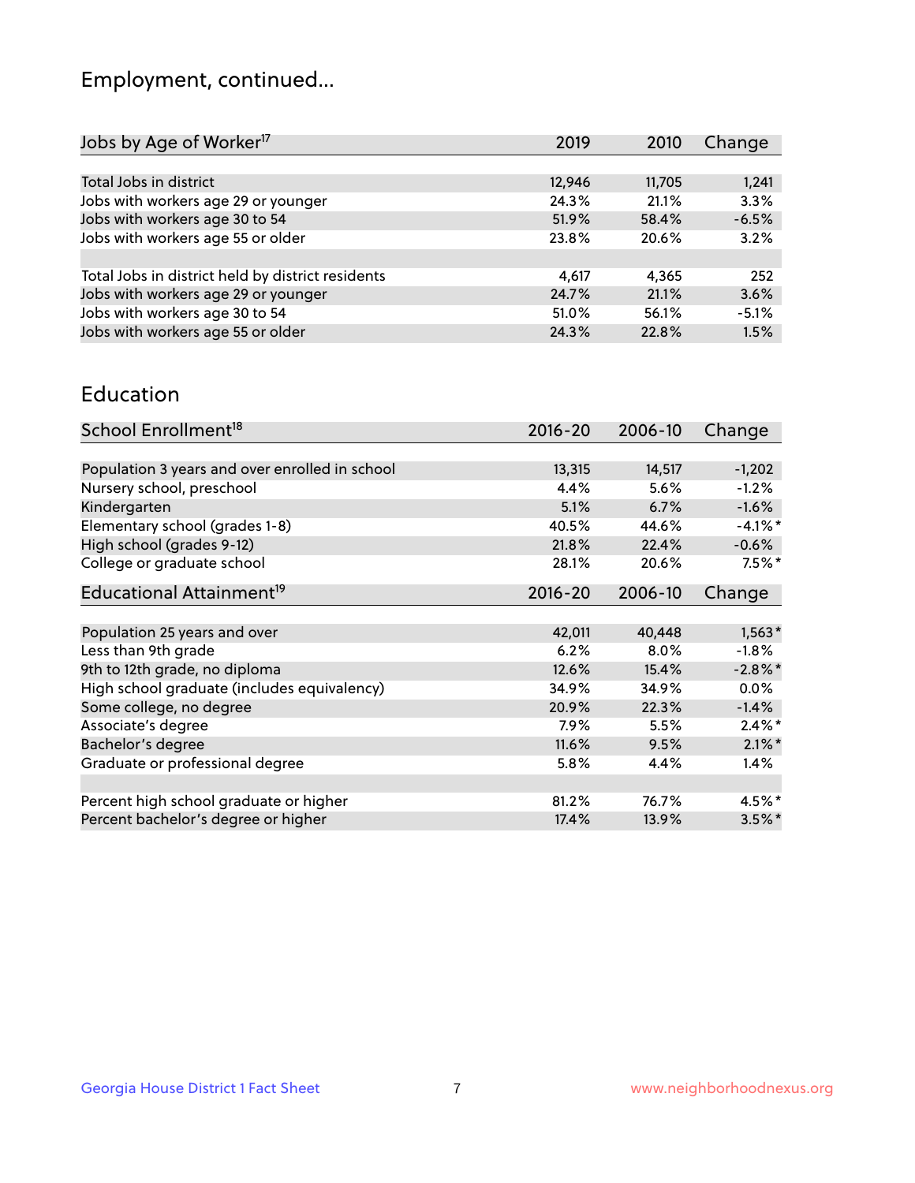# Employment, continued...

| Jobs by Age of Worker[17] | 2019 | 2010 | Change |
|---|---|---|---|
| Total Jobs in district | 12,946 | 11,705 | 1,241 |
| Jobs with workers age 29 or younger | 24.3% | 21.1% | 3.3% |
| Jobs with workers age 30 to 54 | 51.9% | 58.4% | -6.5% |
| Jobs with workers age 55 or older | 23.8% | 20.6% | 3.2% |
| | | | |
| Total Jobs in district held by district residents | 4,617 | 4,365 | 252 |
| Jobs with workers age 29 or younger | 24.7% | 21.1% | 3.6% |
| Jobs with workers age 30 to 54 | 51.0% | 56.1% | -5.1% |
| Jobs with workers age 55 or older | 24.3% | 22.8% | 1.5% |

## Education

| School Enrollment[18] | 2016-20 | 2006-10 | Change |
|---|---|---|---|
| Population 3 years and over enrolled in school | 13,315 | 14,517 | -1,202 |
| Nursery school, preschool | 4.4% | 5.6% | -1.2% |
| Kindergarten | 5.1% | 6.7% | -1.6% |
| Elementary school (grades 1-8) | 40.5% | 44.6% | -4.1%* |
| High school (grades 9-12) | 21.8% | 22.4% | -0.6% |
| College or graduate school | 28.1% | 20.6% | 7.5%* |

| Educational Attainment[19] | 2016-20 | 2006-10 | Change |
|---|---|---|---|
| Population 25 years and over | 42,011 | 40,448 | 1,563* |
| Less than 9th grade | 6.2% | 8.0% | -1.8% |
| 9th to 12th grade, no diploma | 12.6% | 15.4% | -2.8%* |
| High school graduate (includes equivalency) | 34.9% | 34.9% | 0.0% |
| Some college, no degree | 20.9% | 22.3% | -1.4% |
| Associate's degree | 7.9% | 5.5% | 2.4%* |
| Bachelor's degree | 11.6% | 9.5% | 2.1%* |
| Graduate or professional degree | 5.8% | 4.4% | 1.4% |
| | | | |
| Percent high school graduate or higher | 81.2% | 76.7% | 4.5%* |
| Percent bachelor's degree or higher | 17.4% | 13.9% | 3.5%* |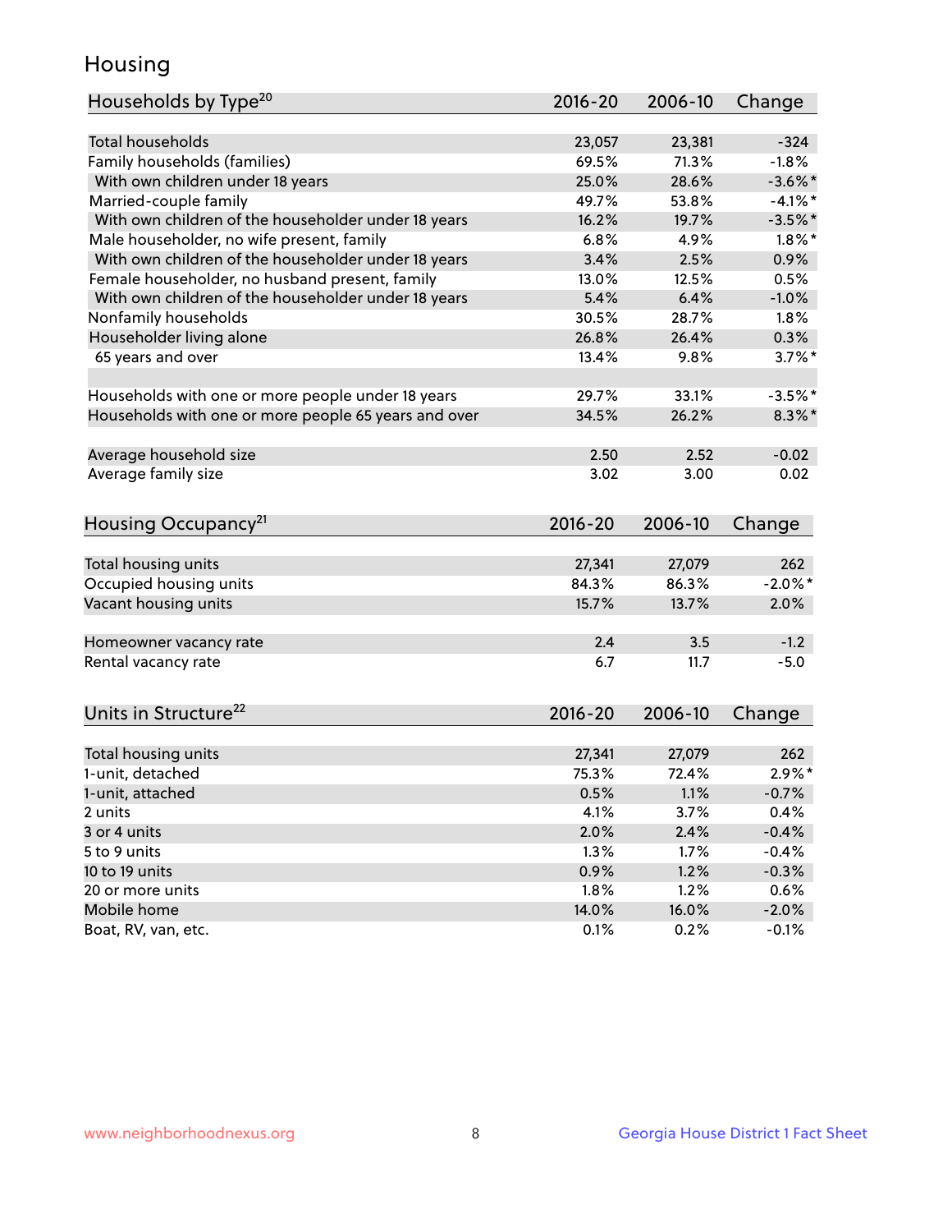# Housing

| Households by Type[20] | 2016-20 | 2006-10 | Change |
|---|---|---|---|
| Total households | 23,057 | 23,381 | -324 |
| Family households (families) | 69.5% | 71.3% | -1.8% |
| With own children under 18 years | 25.0% | 28.6% | -3.6%* |
| Married-couple family | 49.7% | 53.8% | -4.1%* |
| With own children of the householder under 18 years | 16.2% | 19.7% | -3.5%* |
| Male householder, no wife present, family | 6.8% | 4.9% | 1.8%* |
| With own children of the householder under 18 years | 3.4% | 2.5% | 0.9% |
| Female householder, no husband present, family | 13.0% | 12.5% | 0.5% |
| With own children of the householder under 18 years | 5.4% | 6.4% | -1.0% |
| Nonfamily households | 30.5% | 28.7% | 1.8% |
| Householder living alone | 26.8% | 26.4% | 0.3% |
| 65 years and over | 13.4% | 9.8% | 3.7%* |
| | | | |
| Households with one or more people under 18 years | 29.7% | 33.1% | -3.5%* |
| Households with one or more people 65 years and over | 34.5% | 26.2% | 8.3%* |
| | | | |
| Average household size | 2.50 | 2.52 | -0.02 |
| Average family size | 3.02 | 3.00 | 0.02 |

| Housing Occupancy[21] | 2016-20 | 2006-10 | Change |
|---|---|---|---|
| Total housing units | 27,341 | 27,079 | 262 |
| Occupied housing units | 84.3% | 86.3% | -2.0%* |
| Vacant housing units | 15.7% | 13.7% | 2.0% |
| | | | |
| Homeowner vacancy rate | 2.4 | 3.5 | -1.2 |
| Rental vacancy rate | 6.7 | 11.7 | -5.0 |

| Units in Structure[22] | 2016-20 | 2006-10 | Change |
|---|---|---|---|
| Total housing units | 27,341 | 27,079 | 262 |
| 1-unit, detached | 75.3% | 72.4% | 2.9%* |
| 1-unit, attached | 0.5% | 1.1% | -0.7% |
| 2 units | 4.1% | 3.7% | 0.4% |
| 3 or 4 units | 2.0% | 2.4% | -0.4% |
| 5 to 9 units | 1.3% | 1.7% | -0.4% |
| 10 to 19 units | 0.9% | 1.2% | -0.3% |
| 20 or more units | 1.8% | 1.2% | 0.6% |
| Mobile home | 14.0% | 16.0% | -2.0% |
| Boat, RV, van, etc. | 0.1% | 0.2% | -0.1% |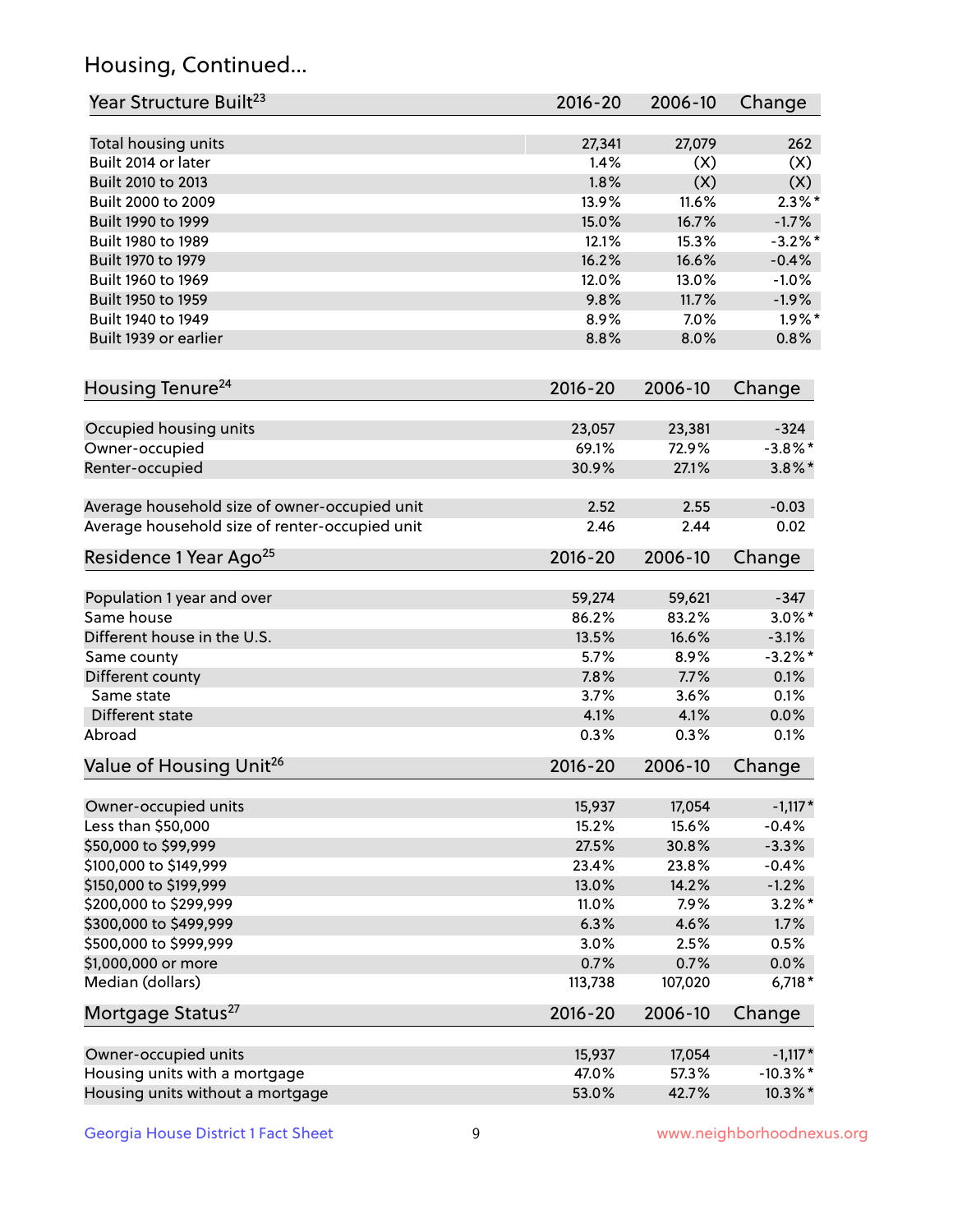## Housing, Continued...

| Year Structure Built[23] | 2016-20 | 2006-10 | Change |
|---|---|---|---|
| Total housing units | 27,341 | 27,079 | 262 |
| Built 2014 or later | 1.4% | (X) | (X) |
| Built 2010 to 2013 | 1.8% | (X) | (X) |
| Built 2000 to 2009 | 13.9% | 11.6% | 2.3%* |
| Built 1990 to 1999 | 15.0% | 16.7% | -1.7% |
| Built 1980 to 1989 | 12.1% | 15.3% | -3.2%* |
| Built 1970 to 1979 | 16.2% | 16.6% | -0.4% |
| Built 1960 to 1969 | 12.0% | 13.0% | -1.0% |
| Built 1950 to 1959 | 9.8% | 11.7% | -1.9% |
| Built 1940 to 1949 | 8.9% | 7.0% | 1.9%* |
| Built 1939 or earlier | 8.8% | 8.0% | 0.8% |

| Housing Tenure[24] | 2016-20 | 2006-10 | Change |
|---|---|---|---|
| Occupied housing units | 23,057 | 23,381 | -324 |
| Owner-occupied | 69.1% | 72.9% | -3.8%* |
| Renter-occupied | 30.9% | 27.1% | 3.8%* |
| Average household size of owner-occupied unit | 2.52 | 2.55 | -0.03 |
| Average household size of renter-occupied unit | 2.46 | 2.44 | 0.02 |

| Residence 1 Year Ago[25] | 2016-20 | 2006-10 | Change |
|---|---|---|---|
| Population 1 year and over | 59,274 | 59,621 | -347 |
| Same house | 86.2% | 83.2% | 3.0%* |
| Different house in the U.S. | 13.5% | 16.6% | -3.1% |
| Same county | 5.7% | 8.9% | -3.2%* |
| Different county | 7.8% | 7.7% | 0.1% |
| Same state | 3.7% | 3.6% | 0.1% |
| Different state | 4.1% | 4.1% | 0.0% |
| Abroad | 0.3% | 0.3% | 0.1% |

| Value of Housing Unit[26] | 2016-20 | 2006-10 | Change |
|---|---|---|---|
| Owner-occupied units | 15,937 | 17,054 | -1,117* |
| Less than $50,000 | 15.2% | 15.6% | -0.4% |
| $50,000 to $99,999 | 27.5% | 30.8% | -3.3% |
| $100,000 to $149,999 | 23.4% | 23.8% | -0.4% |
| $150,000 to $199,999 | 13.0% | 14.2% | -1.2% |
| $200,000 to $299,999 | 11.0% | 7.9% | 3.2%* |
| $300,000 to $499,999 | 6.3% | 4.6% | 1.7% |
| $500,000 to $999,999 | 3.0% | 2.5% | 0.5% |
| $1,000,000 or more | 0.7% | 0.7% | 0.0% |
| Median (dollars) | 113,738 | 107,020 | 6,718* |

| Mortgage Status[27] | 2016-20 | 2006-10 | Change |
|---|---|---|---|
| Owner-occupied units | 15,937 | 17,054 | -1,117* |
| Housing units with a mortgage | 47.0% | 57.3% | -10.3%* |
| Housing units without a mortgage | 53.0% | 42.7% | 10.3%* |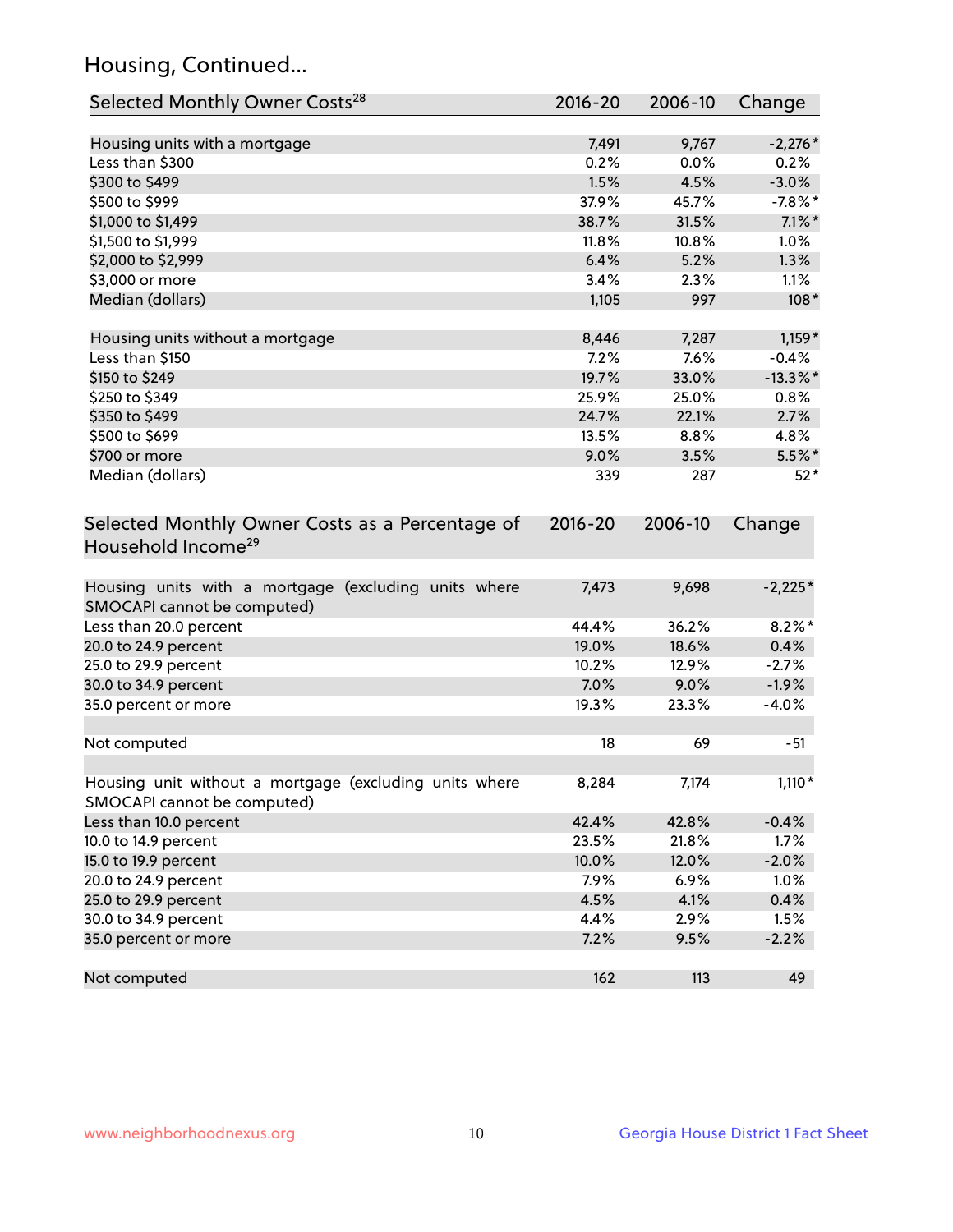## Housing, Continued...

| Selected Monthly Owner Costs[28] | 2016-20 | 2006-10 | Change |
|---|---|---|---|
| Housing units with a mortgage | 7,491 | 9,767 | -2,276* |
| Less than $300 | 0.2% | 0.0% | 0.2% |
| $300 to $499 | 1.5% | 4.5% | -3.0% |
| $500 to $999 | 37.9% | 45.7% | -7.8%* |
| $1,000 to $1,499 | 38.7% | 31.5% | 7.1%* |
| $1,500 to $1,999 | 11.8% | 10.8% | 1.0% |
| $2,000 to $2,999 | 6.4% | 5.2% | 1.3% |
| $3,000 or more | 3.4% | 2.3% | 1.1% |
| Median (dollars) | 1,105 | 997 | 108* |
| | | | |
| Housing units without a mortgage | 8,446 | 7,287 | 1,159* |
| Less than $150 | 7.2% | 7.6% | -0.4% |
| $150 to $249 | 19.7% | 33.0% | -13.3%* |
| $250 to $349 | 25.9% | 25.0% | 0.8% |
| $350 to $499 | 24.7% | 22.1% | 2.7% |
| $500 to $699 | 13.5% | 8.8% | 4.8% |
| $700 or more | 9.0% | 3.5% | 5.5%* |
| Median (dollars) | 339 | 287 | 52* |

| Selected Monthly Owner Costs as a Percentage of Household Income[29] | 2016-20 | 2006-10 | Change |
|---|---|---|---|
| Housing units with a mortgage (excluding units where SMOCAPI cannot be computed) | 7,473 | 9,698 | -2,225* |
| Less than 20.0 percent | 44.4% | 36.2% | 8.2%* |
| 20.0 to 24.9 percent | 19.0% | 18.6% | 0.4% |
| 25.0 to 29.9 percent | 10.2% | 12.9% | -2.7% |
| 30.0 to 34.9 percent | 7.0% | 9.0% | -1.9% |
| 35.0 percent or more | 19.3% | 23.3% | -4.0% |
| | | | |
| Not computed | 18 | 69 | -51 |
| | | | |
| Housing unit without a mortgage (excluding units where SMOCAPI cannot be computed) | 8,284 | 7,174 | 1,110* |
| Less than 10.0 percent | 42.4% | 42.8% | -0.4% |
| 10.0 to 14.9 percent | 23.5% | 21.8% | 1.7% |
| 15.0 to 19.9 percent | 10.0% | 12.0% | -2.0% |
| 20.0 to 24.9 percent | 7.9% | 6.9% | 1.0% |
| 25.0 to 29.9 percent | 4.5% | 4.1% | 0.4% |
| 30.0 to 34.9 percent | 4.4% | 2.9% | 1.5% |
| 35.0 percent or more | 7.2% | 9.5% | -2.2% |
| | | | |
| Not computed | 162 | 113 | 49 |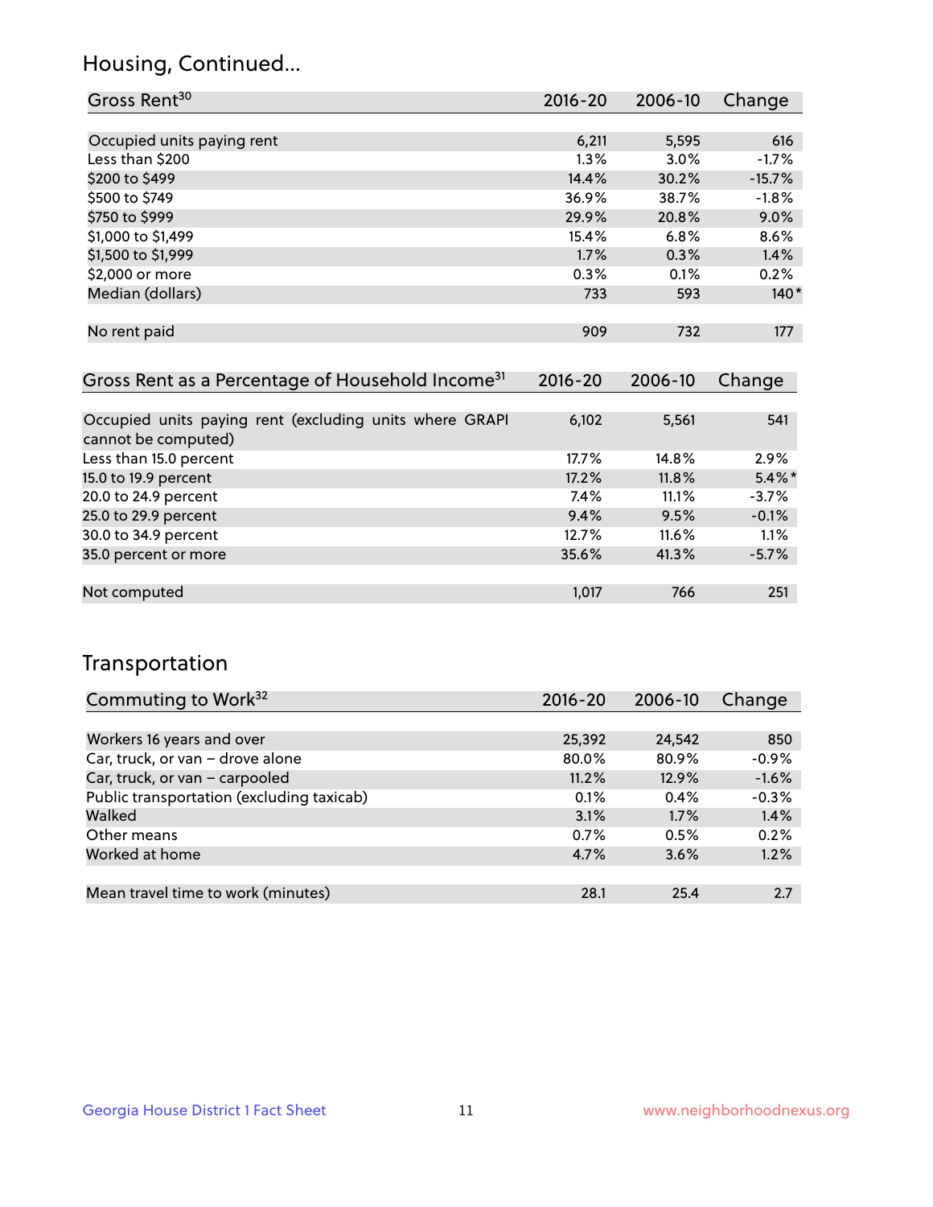## Housing, Continued...

| Gross Rent[30] | 2016-20 | 2006-10 | Change |
|---|---|---|---|
| Occupied units paying rent | 6,211 | 5,595 | 616 |
| Less than $200 | 1.3% | 3.0% | -1.7% |
| $200 to $499 | 14.4% | 30.2% | -15.7% |
| $500 to $749 | 36.9% | 38.7% | -1.8% |
| $750 to $999 | 29.9% | 20.8% | 9.0% |
| $1,000 to $1,499 | 15.4% | 6.8% | 8.6% |
| $1,500 to $1,999 | 1.7% | 0.3% | 1.4% |
| $2,000 or more | 0.3% | 0.1% | 0.2% |
| Median (dollars) | 733 | 593 | 140* |
| No rent paid | 909 | 732 | 177 |

| Gross Rent as a Percentage of Household Income[31] | 2016-20 | 2006-10 | Change |
|---|---|---|---|
| Occupied units paying rent (excluding units where GRAPI cannot be computed) | 6,102 | 5,561 | 541 |
| Less than 15.0 percent | 17.7% | 14.8% | 2.9% |
| 15.0 to 19.9 percent | 17.2% | 11.8% | 5.4%* |
| 20.0 to 24.9 percent | 7.4% | 11.1% | -3.7% |
| 25.0 to 29.9 percent | 9.4% | 9.5% | -0.1% |
| 30.0 to 34.9 percent | 12.7% | 11.6% | 1.1% |
| 35.0 percent or more | 35.6% | 41.3% | -5.7% |
| Not computed | 1,017 | 766 | 251 |

## Transportation

| Commuting to Work[32] | 2016-20 | 2006-10 | Change |
|---|---|---|---|
| Workers 16 years and over | 25,392 | 24,542 | 850 |
| Car, truck, or van – drove alone | 80.0% | 80.9% | -0.9% |
| Car, truck, or van – carpooled | 11.2% | 12.9% | -1.6% |
| Public transportation (excluding taxicab) | 0.1% | 0.4% | -0.3% |
| Walked | 3.1% | 1.7% | 1.4% |
| Other means | 0.7% | 0.5% | 0.2% |
| Worked at home | 4.7% | 3.6% | 1.2% |
| Mean travel time to work (minutes) | 28.1 | 25.4 | 2.7 |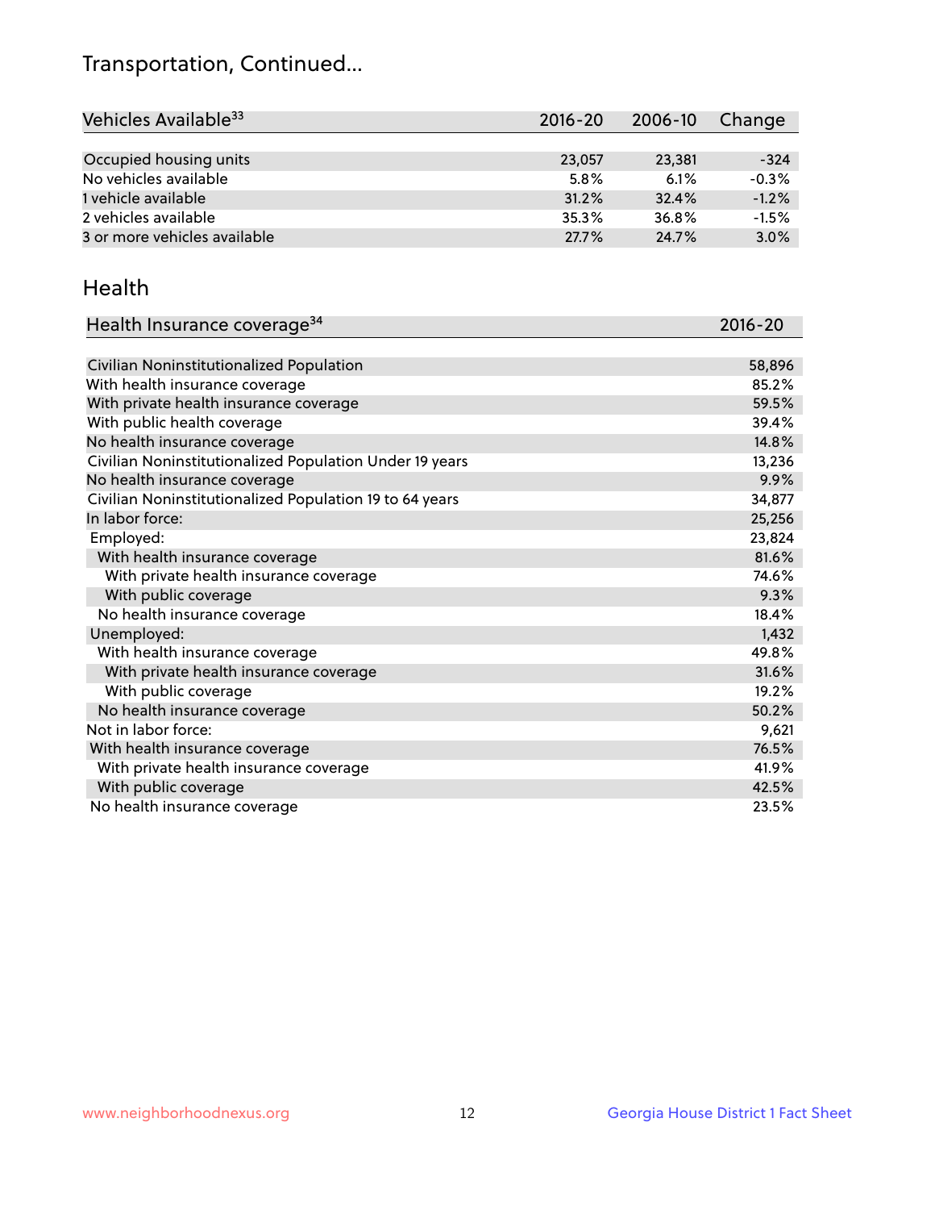# Transportation, Continued...

| Vehicles Available[33] | 2016-20 | 2006-10 | Change |
|---|---|---|---|
| Occupied housing units | 23,057 | 23,381 | -324 |
| No vehicles available | 5.8% | 6.1% | -0.3% |
| 1 vehicle available | 31.2% | 32.4% | -1.2% |
| 2 vehicles available | 35.3% | 36.8% | -1.5% |
| 3 or more vehicles available | 27.7% | 24.7% | 3.0% |

## Health

| Health Insurance coverage[34] | 2016-20 |
|---|---|
| Civilian Noninstitutionalized Population | 58,896 |
| With health insurance coverage | 85.2% |
| With private health insurance coverage | 59.5% |
| With public health coverage | 39.4% |
| No health insurance coverage | 14.8% |
| Civilian Noninstitutionalized Population Under 19 years | 13,236 |
| No health insurance coverage | 9.9% |
| Civilian Noninstitutionalized Population 19 to 64 years | 34,877 |
| In labor force: | 25,256 |
| Employed: | 23,824 |
| With health insurance coverage | 81.6% |
| With private health insurance coverage | 74.6% |
| With public coverage | 9.3% |
| No health insurance coverage | 18.4% |
| Unemployed: | 1,432 |
| With health insurance coverage | 49.8% |
| With private health insurance coverage | 31.6% |
| With public coverage | 19.2% |
| No health insurance coverage | 50.2% |
| Not in labor force: | 9,621 |
| With health insurance coverage | 76.5% |
| With private health insurance coverage | 41.9% |
| With public coverage | 42.5% |
| No health insurance coverage | 23.5% |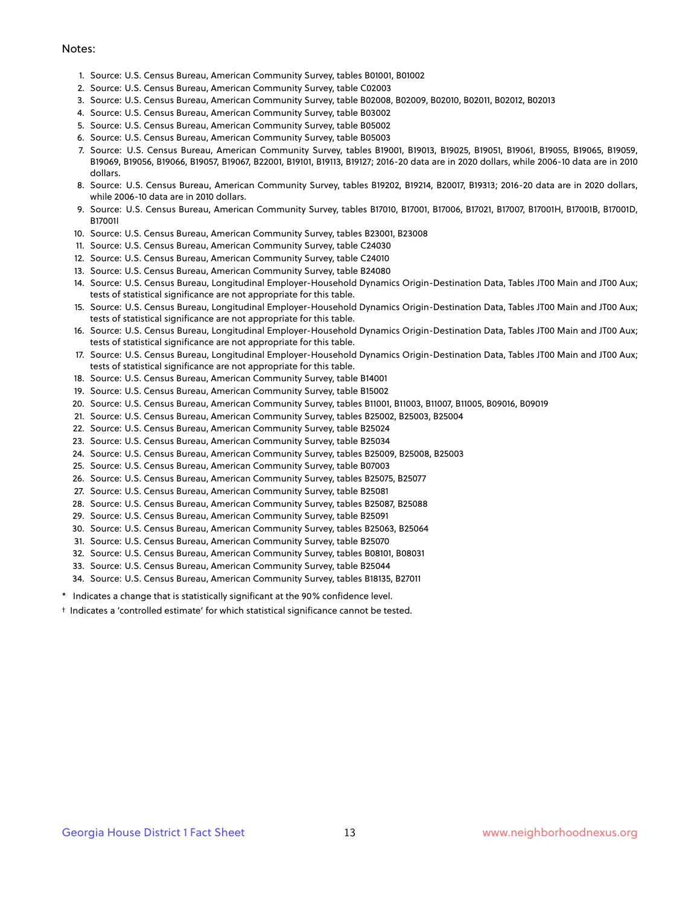Notes:

1. Source: U.S. Census Bureau, American Community Survey, tables B01001, B01002
2. Source: U.S. Census Bureau, American Community Survey, table C02003
3. Source: U.S. Census Bureau, American Community Survey, table B02008, B02009, B02010, B02011, B02012, B02013
4. Source: U.S. Census Bureau, American Community Survey, table B03002
5. Source: U.S. Census Bureau, American Community Survey, table B05002
6. Source: U.S. Census Bureau, American Community Survey, table B05003
7. Source: U.S. Census Bureau, American Community Survey, tables B19001, B19013, B19025, B19051, B19061, B19055, B19065, B19059, B19069, B19056, B19066, B19057, B19067, B22001, B19101, B19113, B19127; 2016-20 data are in 2020 dollars, while 2006-10 data are in 2010 dollars.
8. Source: U.S. Census Bureau, American Community Survey, tables B19202, B19214, B20017, B19313; 2016-20 data are in 2020 dollars, while 2006-10 data are in 2010 dollars.
9. Source: U.S. Census Bureau, American Community Survey, tables B17010, B17001, B17006, B17021, B17007, B17001H, B17001B, B17001D, B17001I
10. Source: U.S. Census Bureau, American Community Survey, tables B23001, B23008
11. Source: U.S. Census Bureau, American Community Survey, table C24030
12. Source: U.S. Census Bureau, American Community Survey, table C24010
13. Source: U.S. Census Bureau, American Community Survey, table B24080
14. Source: U.S. Census Bureau, Longitudinal Employer-Household Dynamics Origin-Destination Data, Tables JT00 Main and JT00 Aux; tests of statistical significance are not appropriate for this table.
15. Source: U.S. Census Bureau, Longitudinal Employer-Household Dynamics Origin-Destination Data, Tables JT00 Main and JT00 Aux; tests of statistical significance are not appropriate for this table.
16. Source: U.S. Census Bureau, Longitudinal Employer-Household Dynamics Origin-Destination Data, Tables JT00 Main and JT00 Aux; tests of statistical significance are not appropriate for this table.
17. Source: U.S. Census Bureau, Longitudinal Employer-Household Dynamics Origin-Destination Data, Tables JT00 Main and JT00 Aux; tests of statistical significance are not appropriate for this table.
18. Source: U.S. Census Bureau, American Community Survey, table B14001
19. Source: U.S. Census Bureau, American Community Survey, table B15002
20. Source: U.S. Census Bureau, American Community Survey, tables B11001, B11003, B11007, B11005, B09016, B09019
21. Source: U.S. Census Bureau, American Community Survey, tables B25002, B25003, B25004
22. Source: U.S. Census Bureau, American Community Survey, table B25024
23. Source: U.S. Census Bureau, American Community Survey, table B25034
24. Source: U.S. Census Bureau, American Community Survey, tables B25009, B25008, B25003
25. Source: U.S. Census Bureau, American Community Survey, table B07003
26. Source: U.S. Census Bureau, American Community Survey, tables B25075, B25077
27. Source: U.S. Census Bureau, American Community Survey, table B25081
28. Source: U.S. Census Bureau, American Community Survey, tables B25087, B25088
29. Source: U.S. Census Bureau, American Community Survey, table B25091
30. Source: U.S. Census Bureau, American Community Survey, tables B25063, B25064
31. Source: U.S. Census Bureau, American Community Survey, table B25070
32. Source: U.S. Census Bureau, American Community Survey, tables B08101, B08031
33. Source: U.S. Census Bureau, American Community Survey, table B25044
34. Source: U.S. Census Bureau, American Community Survey, tables B18135, B27011

\* Indicates a change that is statistically significant at the 90% confidence level.

† Indicates a 'controlled estimate' for which statistical significance cannot be tested.